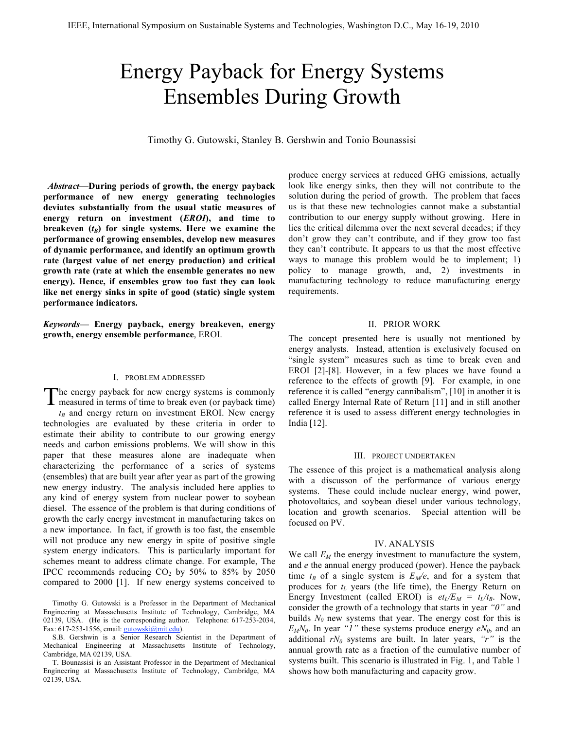# Energy Payback for Energy Systems Ensembles During Growth

Timothy G. Gutowski, Stanley B. Gershwin and Tonio Bounassisi

***Abstract*—During periods of growth, the energy payback performance of new energy generating technologies deviates substantially from the usual static measures of energy return on investment (*EROI*), and time to breakeven ($t_B$) for single systems. Here we examine the performance of growing ensembles, develop new measures of dynamic performance, and identify an optimum growth rate (largest value of net energy production) and critical growth rate (rate at which the ensemble generates no new energy). Hence, if ensembles grow too fast they can look like net energy sinks in spite of good (static) single system performance indicators.**

***Keywords*— Energy payback, energy breakeven, energy growth, energy ensemble performance**, EROI.

## I. Problem Addressed

The energy payback for new energy systems is commonly measured in terms of time to break even (or payback time) $t_B$ and energy return on investment EROI. New energy technologies are evaluated by these criteria in order to estimate their ability to contribute to our growing energy needs and carbon emissions problems. We will show in this paper that these measures alone are inadequate when characterizing the performance of a series of systems (ensembles) that are built year after year as part of the growing new energy industry. The analysis included here applies to any kind of energy system from nuclear power to soybean diesel. The essence of the problem is that during conditions of growth the early energy investment in manufacturing takes on a new importance. In fact, if growth is too fast, the ensemble will not produce any new energy in spite of positive single system energy indicators. This is particularly important for schemes meant to address climate change. For example, The IPCC recommends reducing $CO_2$ by 50% to 85% by 2050 compared to 2000 [1]. If new energy systems conceived to produce energy services at reduced GHG emissions, actually look like energy sinks, then they will not contribute to the solution during the period of growth. The problem that faces us is that these new technologies cannot make a substantial contribution to our energy supply without growing. Here in lies the critical dilemma over the next several decades; if they don't grow they can't contribute, and if they grow too fast they can't contribute. It appears to us that the most effective ways to manage this problem would be to implement; 1) policy to manage growth, and, 2) investments in manufacturing technology to reduce manufacturing energy requirements.

Timothy G. Gutowski is a Professor in the Department of Mechanical Engineering at Massachusetts Institute of Technology, Cambridge, MA 02139, USA. (He is the corresponding author. Telephone: 617-253-2034, Fax: 617-253-1556, email: gutowski@mit.edu).

S.B. Gershwin is a Senior Research Scientist in the Department of Mechanical Engineering at Massachusetts Institute of Technology, Cambridge, MA 02139, USA.

T. Bounassisi is an Assistant Professor in the Department of Mechanical Engineering at Massachusetts Institute of Technology, Cambridge, MA 02139, USA.

## II. Prior Work

The concept presented here is usually not mentioned by energy analysts. Instead, attention is exclusively focused on "single system" measures such as time to break even and EROI [2]-[8]. However, in a few places we have found a reference to the effects of growth [9]. For example, in one reference it is called "energy cannibalism", [10] in another it is called Energy Internal Rate of Return [11] and in still another reference it is used to assess different energy technologies in India [12].

## III. Project Undertaken

The essence of this project is a mathematical analysis along with a discussion of the performance of various energy systems. These could include nuclear energy, wind power, photovoltaics, and soybean diesel under various technology, location and growth scenarios. Special attention will be focused on PV.

## IV. Analysis

We call $E_M$ the energy investment to manufacture the system, and $e$ the annual energy produced (power). Hence the payback time $t_B$ of a single system is $E_M/e$, and for a system that produces for $t_L$ years (the life time), the Energy Return on Energy Investment (called EROI) is $et_L/E_M = t_L/t_B$. Now, consider the growth of a technology that starts in year *"0"* and builds $N_0$ new systems that year. The energy cost for this is $E_MN_0$. In year *"1"* these systems produce energy $eN_0$, and an additional $rN_0$ systems are built. In later years, *"r"* is the annual growth rate as a fraction of the cumulative number of systems built. This scenario is illustrated in Fig. 1, and Table 1 shows how both manufacturing and capacity grow.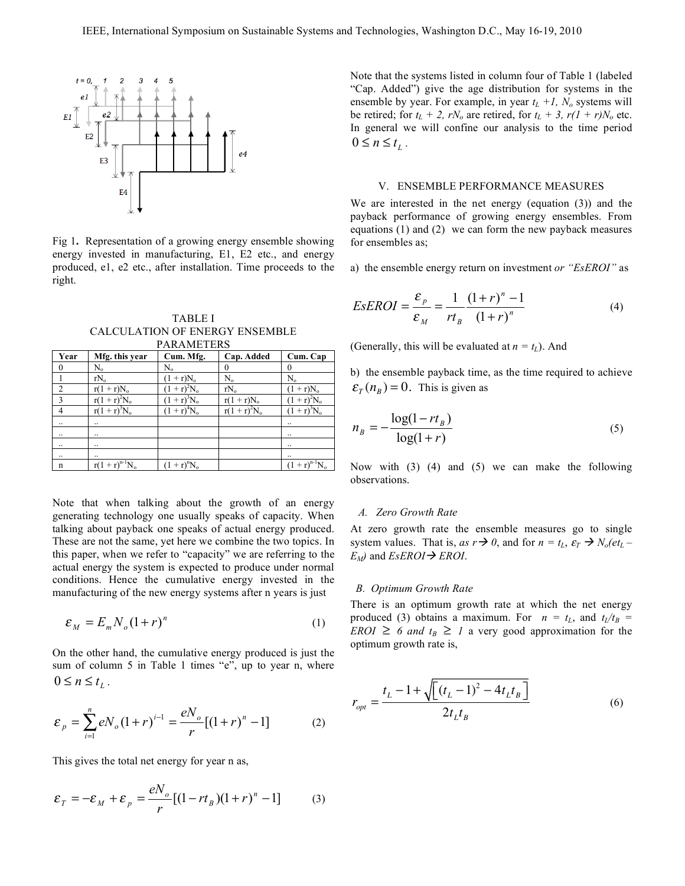Fig 1. Representation of a growing energy ensemble showing energy invested in manufacturing, E1, E2 etc., and energy produced, e1, e2 etc., after installation. Time proceeds to the right.

TABLE I
CALCULATION OF ENERGY ENSEMBLE PARAMETERS

| Year | Mfg. this year | Cum. Mfg. | Cap. Added | Cum. Cap |
|---|---|---|---|---|
| 0 | $N_o$ | $N_o$ | 0 | 0 |
| 1 | $rN_o$ | $(1 + r)N_o$ | $N_o$ | $N_o$ |
| 2 | $r(1 + r)N_o$ | $(1 + r)^2N_o$ | $rN_o$ | $(1 + r)N_o$ |
| 3 | $r(1 + r)^2N_o$ | $(1 + r)^3N_o$ | $r(1 + r)N_o$ | $(1 + r)^2N_o$ |
| 4 | $r(1 + r)^3N_o$ | $(1 + r)^4N_o$ | $r(1 + r)^2N_o$ | $(1 + r)^3N_o$ |
| .. | .. | | | .. |
| .. | .. | | | .. |
| .. | .. | | | .. |
| .. | .. | | | .. |
| n | $r(1 + r)^{n-1}N_o$ | $(1 + r)^nN_o$ | | $(1 + r)^{n-1}N_o$ |

Note that when talking about the growth of an energy generating technology one usually speaks of capacity. When talking about payback one speaks of actual energy produced. These are not the same, yet here we combine the two topics. In this paper, when we refer to "capacity" we are referring to the actual energy the system is expected to produce under normal conditions. Hence the cumulative energy invested in the manufacturing of the new energy systems after n years is just

$$\varepsilon_M = E_m N_o (1+r)^n \tag{1}$$

On the other hand, the cumulative energy produced is just the sum of column 5 in Table 1 times "e", up to year n, where $0 \le n \le t_L$.

$$\varepsilon_p = \sum_{i=1}^{n} eN_o(1+r)^{i-1} = \frac{eN_o}{r}[(1+r)^n - 1] \tag{2}$$

This gives the total net energy for year n as,

$$\varepsilon_T = -\varepsilon_M + \varepsilon_p = \frac{eN_o}{r}[(1-rt_B)(1+r)^n - 1] \tag{3}$$

Note that the systems listed in column four of Table 1 (labeled "Cap. Added") give the age distribution for systems in the ensemble by year. For example, in year $t_L + 1$, $N_o$ systems will be retired; for $t_L + 2$, $rN_o$ are retired, for $t_L + 3$, $r(1 + r)N_o$ etc. In general we will confine our analysis to the time period $0 \le n \le t_L$.

## V. ENSEMBLE PERFORMANCE MEASURES

We are interested in the net energy (equation (3)) and the payback performance of growing energy ensembles. From equations (1) and (2) we can form the new payback measures for ensembles as;

a) the ensemble energy return on investment *or "EsEROI"* as

$$EsEROI = \frac{\varepsilon_p}{\varepsilon_M} = \frac{1}{rt_B}\frac{(1+r)^n - 1}{(1+r)^n} \tag{4}$$

(Generally, this will be evaluated at $n = t_L$). And

b) the ensemble payback time, as the time required to achieve $\varepsilon_T(n_B) = 0$. This is given as

$$n_B = -\frac{\log(1-rt_B)}{\log(1+r)} \tag{5}$$

Now with (3) (4) and (5) we can make the following observations.

### *A. Zero Growth Rate*

At zero growth rate the ensemble measures go to single system values. That is, *as* $r \rightarrow 0$, and for $n = t_L$, $\varepsilon_T \rightarrow N_o(et_L - E_M)$ and *EsEROI* $\rightarrow$ *EROI*.

### *B. Optimum Growth Rate*

There is an optimum growth rate at which the net energy produced (3) obtains a maximum. For $n = t_L$, and $t_L/t_B = EROI \ge 6$ *and* $t_B \ge 1$ a very good approximation for the optimum growth rate is,

$$r_{opt} = \frac{t_L - 1 + \sqrt{\left[(t_L-1)^2 - 4t_Lt_B\right]}}{2t_Lt_B} \tag{6}$$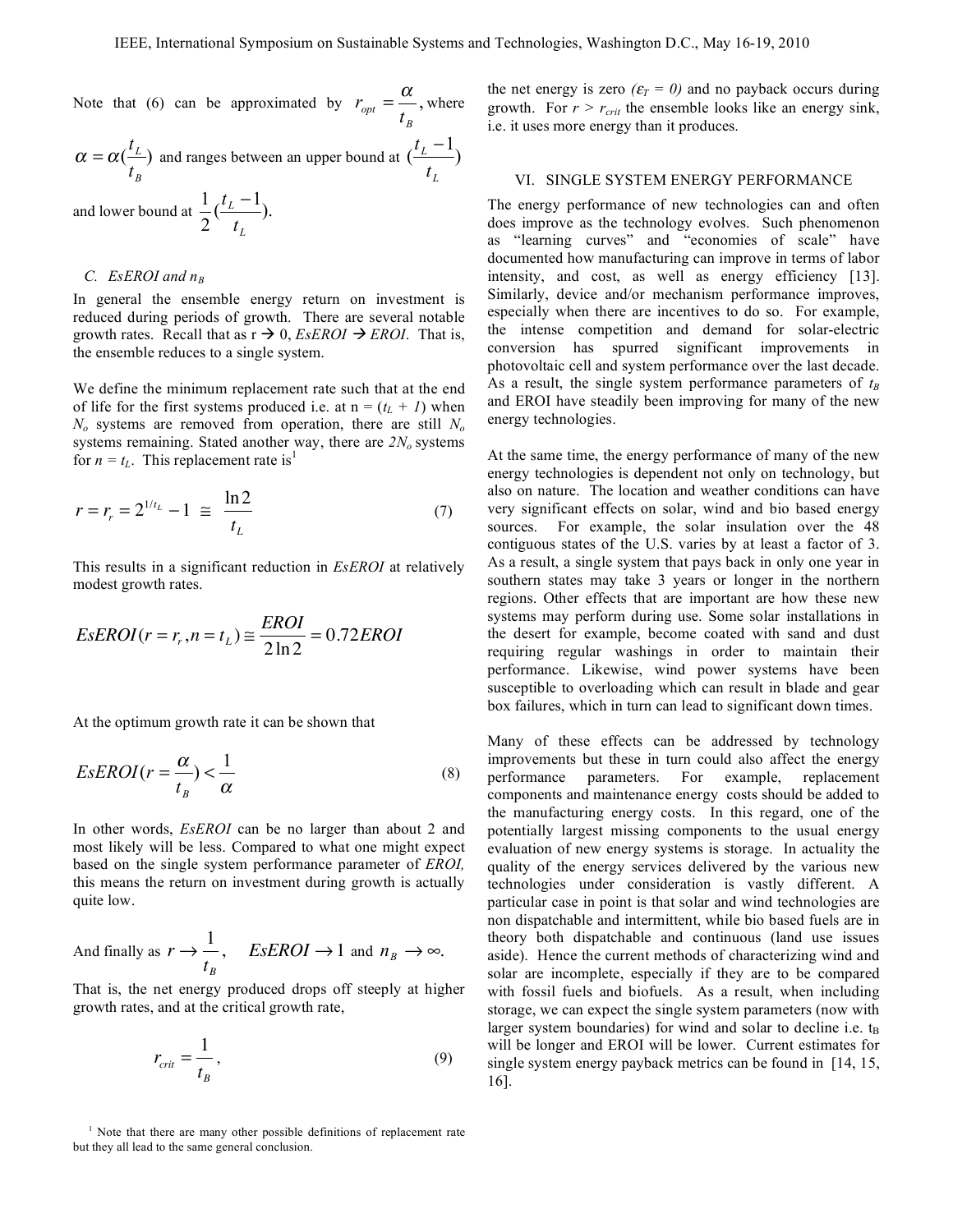Note that (6) can be approximated by $r_{opt} = \frac{\alpha}{t_B}$, where $\alpha = \alpha(\frac{t_L}{t_B})$ and ranges between an upper bound at $(\frac{t_L - 1}{t_L})$ and lower bound at $\frac{1}{2}(\frac{t_L - 1}{t_L})$.

### C. EsEROI and $n_B$

In general the ensemble energy return on investment is reduced during periods of growth. There are several notable growth rates. Recall that as r → 0, *EsEROI* → *EROI*. That is, the ensemble reduces to a single system.

We define the minimum replacement rate such that at the end of life for the first systems produced i.e. at n = ($t_L$ + *1*) when $N_o$ systems are removed from operation, there are still $N_o$ systems remaining. Stated another way, there are $2N_o$ systems for $n = t_L$. This replacement rate is[1]

$$r = r_r = 2^{1/t_L} - 1 \cong \frac{\ln 2}{t_L} \tag{7}$$

This results in a significant reduction in *EsEROI* at relatively modest growth rates.

$$EsEROI(r = r_r, n = t_L) \cong \frac{EROI}{2\ln 2} = 0.72EROI$$

At the optimum growth rate it can be shown that

$$EsEROI(r = \frac{\alpha}{t_B}) < \frac{1}{\alpha} \tag{8}$$

In other words, *EsEROI* can be no larger than about 2 and most likely will be less. Compared to what one might expect based on the single system performance parameter of *EROI,* this means the return on investment during growth is actually quite low.

And finally as $r \rightarrow \frac{1}{t_B}$, $EsEROI \rightarrow 1$ and $n_B \rightarrow \infty$.

That is, the net energy produced drops off steeply at higher growth rates, and at the critical growth rate,

$$r_{crit} = \frac{1}{t_B}, \tag{9}$$

the net energy is zero ($\varepsilon_T = 0$) and no payback occurs during growth. For $r > r_{crit}$ the ensemble looks like an energy sink, i.e. it uses more energy than it produces.

## VI. SINGLE SYSTEM ENERGY PERFORMANCE

The energy performance of new technologies can and often does improve as the technology evolves. Such phenomenon as "learning curves" and "economies of scale" have documented how manufacturing can improve in terms of labor intensity, and cost, as well as energy efficiency [13]. Similarly, device and/or mechanism performance improves, especially when there are incentives to do so. For example, the intense competition and demand for solar-electric conversion has spurred significant improvements in photovoltaic cell and system performance over the last decade. As a result, the single system performance parameters of $t_B$ and EROI have steadily been improving for many of the new energy technologies.

At the same time, the energy performance of many of the new energy technologies is dependent not only on technology, but also on nature. The location and weather conditions can have very significant effects on solar, wind and bio based energy sources. For example, the solar insulation over the 48 contiguous states of the U.S. varies by at least a factor of 3. As a result, a single system that pays back in only one year in southern states may take 3 years or longer in the northern regions. Other effects that are important are how these new systems may perform during use. Some solar installations in the desert for example, become coated with sand and dust requiring regular washings in order to maintain their performance. Likewise, wind power systems have been susceptible to overloading which can result in blade and gear box failures, which in turn can lead to significant down times.

Many of these effects can be addressed by technology improvements but these in turn could also affect the energy performance parameters. For example, replacement components and maintenance energy costs should be added to the manufacturing energy costs. In this regard, one of the potentially largest missing components to the usual energy evaluation of new energy systems is storage. In actuality the quality of the energy services delivered by the various new technologies under consideration is vastly different. A particular case in point is that solar and wind technologies are non dispatchable and intermittent, while bio based fuels are in theory both dispatchable and continuous (land use issues aside). Hence the current methods of characterizing wind and solar are incomplete, especially if they are to be compared with fossil fuels and biofuels. As a result, when including storage, we can expect the single system parameters (now with larger system boundaries) for wind and solar to decline i.e. $t_B$ will be longer and EROI will be lower. Current estimates for single system energy payback metrics can be found in [14, 15, 16].

[1] Note that there are many other possible definitions of replacement rate but they all lead to the same general conclusion.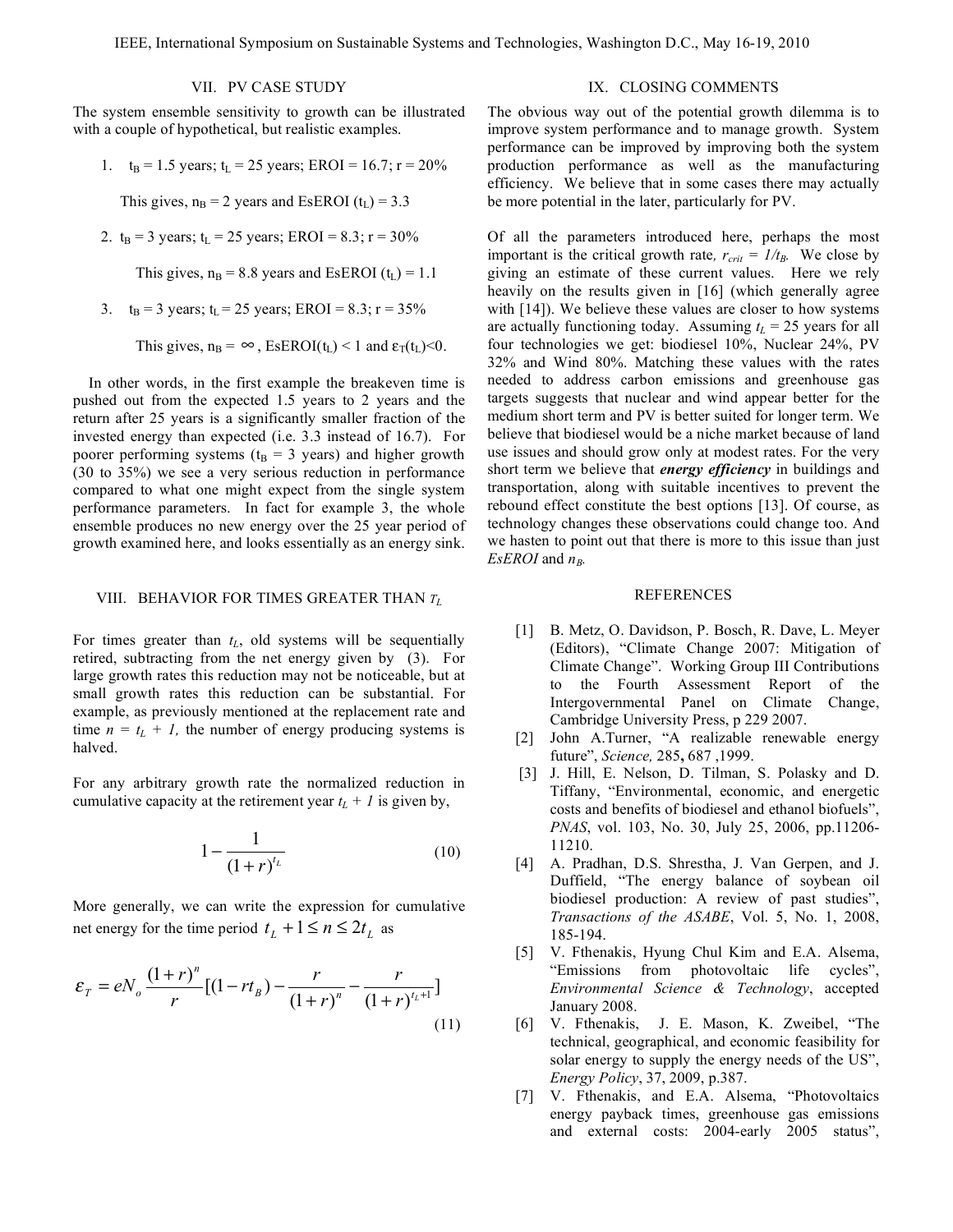## VII. PV CASE STUDY

The system ensemble sensitivity to growth can be illustrated with a couple of hypothetical, but realistic examples.

1. $t_B$ = 1.5 years; $t_L$ = 25 years; EROI = 16.7; r = 20%

   This gives, $n_B$ = 2 years and EsEROI ($t_L$) = 3.3

2. $t_B$ = 3 years; $t_L$ = 25 years; EROI = 8.3; r = 30%

   This gives, $n_B$ = 8.8 years and EsEROI ($t_L$) = 1.1

3. $t_B$ = 3 years; $t_L$ = 25 years; EROI = 8.3; r = 35%

   This gives, $n_B = \infty$, EsEROI($t_L$) < 1 and $\varepsilon_T(t_L)<0$.

In other words, in the first example the breakeven time is pushed out from the expected 1.5 years to 2 years and the return after 25 years is a significantly smaller fraction of the invested energy than expected (i.e. 3.3 instead of 16.7). For poorer performing systems ($t_B$ = 3 years) and higher growth (30 to 35%) we see a very serious reduction in performance compared to what one might expect from the single system performance parameters. In fact for example 3, the whole ensemble produces no new energy over the 25 year period of growth examined here, and looks essentially as an energy sink.

## VIII. BEHAVIOR FOR TIMES GREATER THAN $T_L$

For times greater than $t_L$, old systems will be sequentially retired, subtracting from the net energy given by (3). For large growth rates this reduction may not be noticeable, but at small growth rates this reduction can be substantial. For example, as previously mentioned at the replacement rate and time $n = t_L + 1$, the number of energy producing systems is halved.

For any arbitrary growth rate the normalized reduction in cumulative capacity at the retirement year $t_L + 1$ is given by,

$$1-\frac{1}{(1+r)^{t_L}} \tag{10}$$

More generally, we can write the expression for cumulative net energy for the time period $t_L + 1 \leq n \leq 2t_L$ as

$$\varepsilon_T = eN_o\frac{(1+r)^n}{r}\left[(1-rt_B)-\frac{r}{(1+r)^n}-\frac{r}{(1+r)^{t_L+1}}\right] \tag{11}$$

## IX. CLOSING COMMENTS

The obvious way out of the potential growth dilemma is to improve system performance and to manage growth. System performance can be improved by improving both the system production performance as well as the manufacturing efficiency. We believe that in some cases there may actually be more potential in the later, particularly for PV.

Of all the parameters introduced here, perhaps the most important is the critical growth rate, $r_{crit} = 1/t_B$. We close by giving an estimate of these current values. Here we rely heavily on the results given in [16] (which generally agree with [14]). We believe these values are closer to how systems are actually functioning today. Assuming $t_L$ = 25 years for all four technologies we get: biodiesel 10%, Nuclear 24%, PV 32% and Wind 80%. Matching these values with the rates needed to address carbon emissions and greenhouse gas targets suggests that nuclear and wind appear better for the medium short term and PV is better suited for longer term. We believe that biodiesel would be a niche market because of land use issues and should grow only at modest rates. For the very short term we believe that ***energy efficiency*** in buildings and transportation, along with suitable incentives to prevent the rebound effect constitute the best options [13]. Of course, as technology changes these observations could change too. And we hasten to point out that there is more to this issue than just *EsEROI* and $n_B$.

## REFERENCES

[1] B. Metz, O. Davidson, P. Bosch, R. Dave, L. Meyer (Editors), "Climate Change 2007: Mitigation of Climate Change". Working Group III Contributions to the Fourth Assessment Report of the Intergovernmental Panel on Climate Change, Cambridge University Press, p 229 2007.

[2] John A.Turner, "A realizable renewable energy future", *Science,* 285**,** 687 ,1999.

[3] J. Hill, E. Nelson, D. Tilman, S. Polasky and D. Tiffany, "Environmental, economic, and energetic costs and benefits of biodiesel and ethanol biofuels", *PNAS*, vol. 103, No. 30, July 25, 2006, pp.11206-11210.

[4] A. Pradhan, D.S. Shrestha, J. Van Gerpen, and J. Duffield, "The energy balance of soybean oil biodiesel production: A review of past studies", *Transactions of the ASABE*, Vol. 5, No. 1, 2008, 185-194.

[5] V. Fthenakis, Hyung Chul Kim and E.A. Alsema, "Emissions from photovoltaic life cycles", *Environmental Science & Technology*, accepted January 2008.

[6] V. Fthenakis, J. E. Mason, K. Zweibel, "The technical, geographical, and economic feasibility for solar energy to supply the energy needs of the US", *Energy Policy*, 37, 2009, p.387.

[7] V. Fthenakis, and E.A. Alsema, "Photovoltaics energy payback times, greenhouse gas emissions and external costs: 2004-early 2005 status",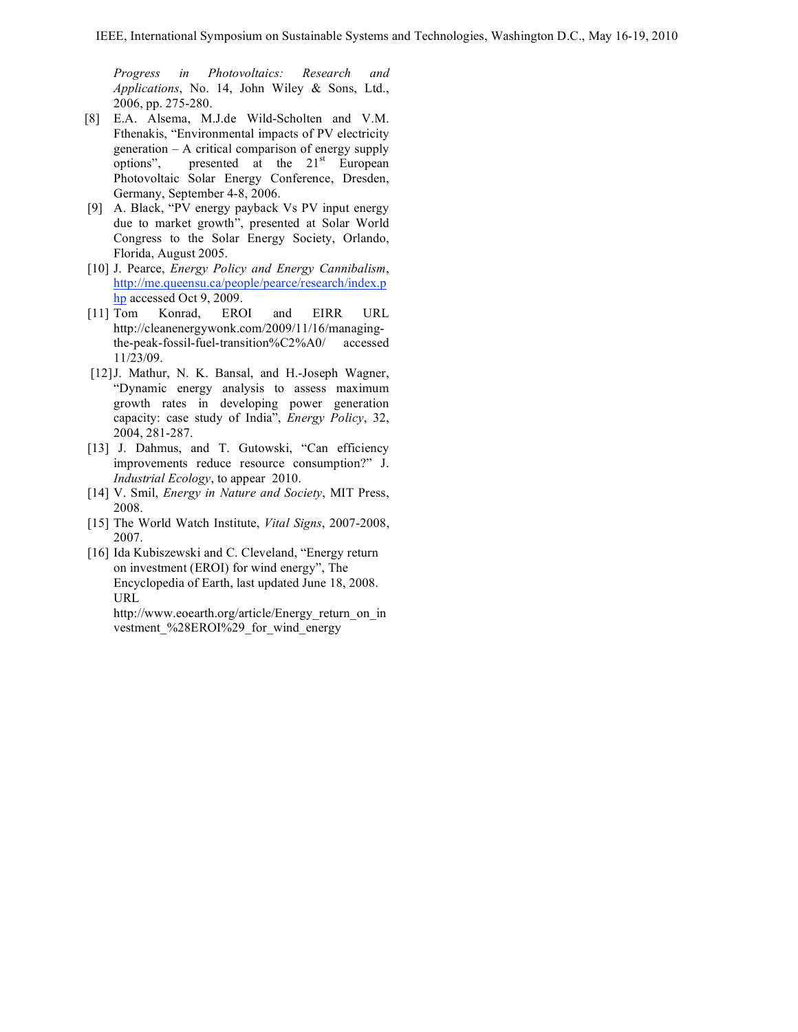*Progress in Photovoltaics: Research and Applications*, No. 14, John Wiley & Sons, Ltd., 2006, pp. 275-280.

[8] E.A. Alsema, M.J.de Wild-Scholten and V.M. Fthenakis, "Environmental impacts of PV electricity generation – A critical comparison of energy supply options", presented at the 21st European Photovoltaic Solar Energy Conference, Dresden, Germany, September 4-8, 2006.

[9] A. Black, "PV energy payback Vs PV input energy due to market growth", presented at Solar World Congress to the Solar Energy Society, Orlando, Florida, August 2005.

[10] J. Pearce, *Energy Policy and Energy Cannibalism*, http://me.queensu.ca/people/pearce/research/index.php accessed Oct 9, 2009.

[11] Tom Konrad, EROI and EIRR URL http://cleanenergywonk.com/2009/11/16/managing-the-peak-fossil-fuel-transition%C2%A0/ accessed 11/23/09.

[12] J. Mathur, N. K. Bansal, and H.-Joseph Wagner, "Dynamic energy analysis to assess maximum growth rates in developing power generation capacity: case study of India", *Energy Policy*, 32, 2004, 281-287.

[13] J. Dahmus, and T. Gutowski, "Can efficiency improvements reduce resource consumption?" J. *Industrial Ecology*, to appear 2010.

[14] V. Smil, *Energy in Nature and Society*, MIT Press, 2008.

[15] The World Watch Institute, *Vital Signs*, 2007-2008, 2007.

[16] Ida Kubiszewski and C. Cleveland, "Energy return on investment (EROI) for wind energy", The Encyclopedia of Earth, last updated June 18, 2008. URL http://www.eoearth.org/article/Energy_return_on_investment_%28EROI%29_for_wind_energy